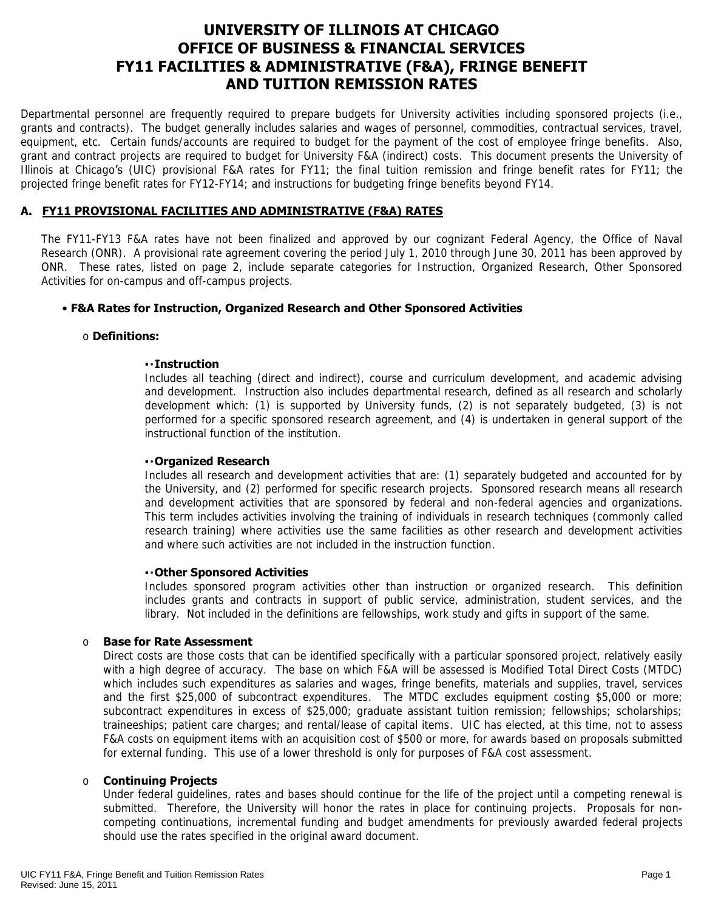# UNIVERSITY OF ILLINOIS AT CHICAGO
# OFFICE OF BUSINESS & FINANCIAL SERVICES
# FY11 FACILITIES & ADMINISTRATIVE (F&A), FRINGE BENEFIT AND TUITION REMISSION RATES

Departmental personnel are frequently required to prepare budgets for University activities including sponsored projects (i.e., grants and contracts). The budget generally includes salaries and wages of personnel, commodities, contractual services, travel, equipment, etc. Certain funds/accounts are required to budget for the payment of the cost of employee fringe benefits. Also, grant and contract projects are required to budget for University F&A (indirect) costs. This document presents the University of Illinois at Chicago's (UIC) provisional F&A rates for FY11; the final tuition remission and fringe benefit rates for FY11; the projected fringe benefit rates for FY12-FY14; and instructions for budgeting fringe benefits beyond FY14.

## A. FY11 PROVISIONAL FACILITIES AND ADMINISTRATIVE (F&A) RATES

The FY11-FY13 F&A rates have not been finalized and approved by our cognizant Federal Agency, the Office of Naval Research (ONR). A provisional rate agreement covering the period July 1, 2010 through June 30, 2011 has been approved by ONR. These rates, listed on page 2, include separate categories for Instruction, Organized Research, Other Sponsored Activities for on-campus and off-campus projects.

- **F&A Rates for Instruction, Organized Research and Other Sponsored Activities**
  - **Definitions:**
    - **Instruction**
      Includes all teaching (direct and indirect), course and curriculum development, and academic advising and development. Instruction also includes departmental research, defined as all research and scholarly development which: (1) is supported by University funds, (2) is not separately budgeted, (3) is not performed for a specific sponsored research agreement, and (4) is undertaken in general support of the instructional function of the institution.
    - **Organized Research**
      Includes all research and development activities that are: (1) separately budgeted and accounted for by the University, and (2) performed for specific research projects. Sponsored research means all research and development activities that are sponsored by federal and non-federal agencies and organizations. This term includes activities involving the training of individuals in research techniques (commonly called research training) where activities use the same facilities as other research and development activities and where such activities are not included in the instruction function.
    - **Other Sponsored Activities**
      Includes sponsored program activities other than instruction or organized research. This definition includes grants and contracts in support of public service, administration, student services, and the library. Not included in the definitions are fellowships, work study and gifts in support of the same.
  - **Base for Rate Assessment**
    Direct costs are those costs that can be identified specifically with a particular sponsored project, relatively easily with a high degree of accuracy. The base on which F&A will be assessed is Modified Total Direct Costs (MTDC) which includes such expenditures as salaries and wages, fringe benefits, materials and supplies, travel, services and the first $25,000 of subcontract expenditures. The MTDC excludes equipment costing $5,000 or more; subcontract expenditures in excess of $25,000; graduate assistant tuition remission; fellowships; scholarships; traineeships; patient care charges; and rental/lease of capital items. UIC has elected, at this time, not to assess F&A costs on equipment items with an acquisition cost of $500 or more, for awards based on proposals submitted for external funding. This use of a lower threshold is only for purposes of F&A cost assessment.
  - **Continuing Projects**
    Under federal guidelines, rates and bases should continue for the life of the project until a competing renewal is submitted. Therefore, the University will honor the rates in place for continuing projects. Proposals for non-competing continuations, incremental funding and budget amendments for previously awarded federal projects should use the rates specified in the original award document.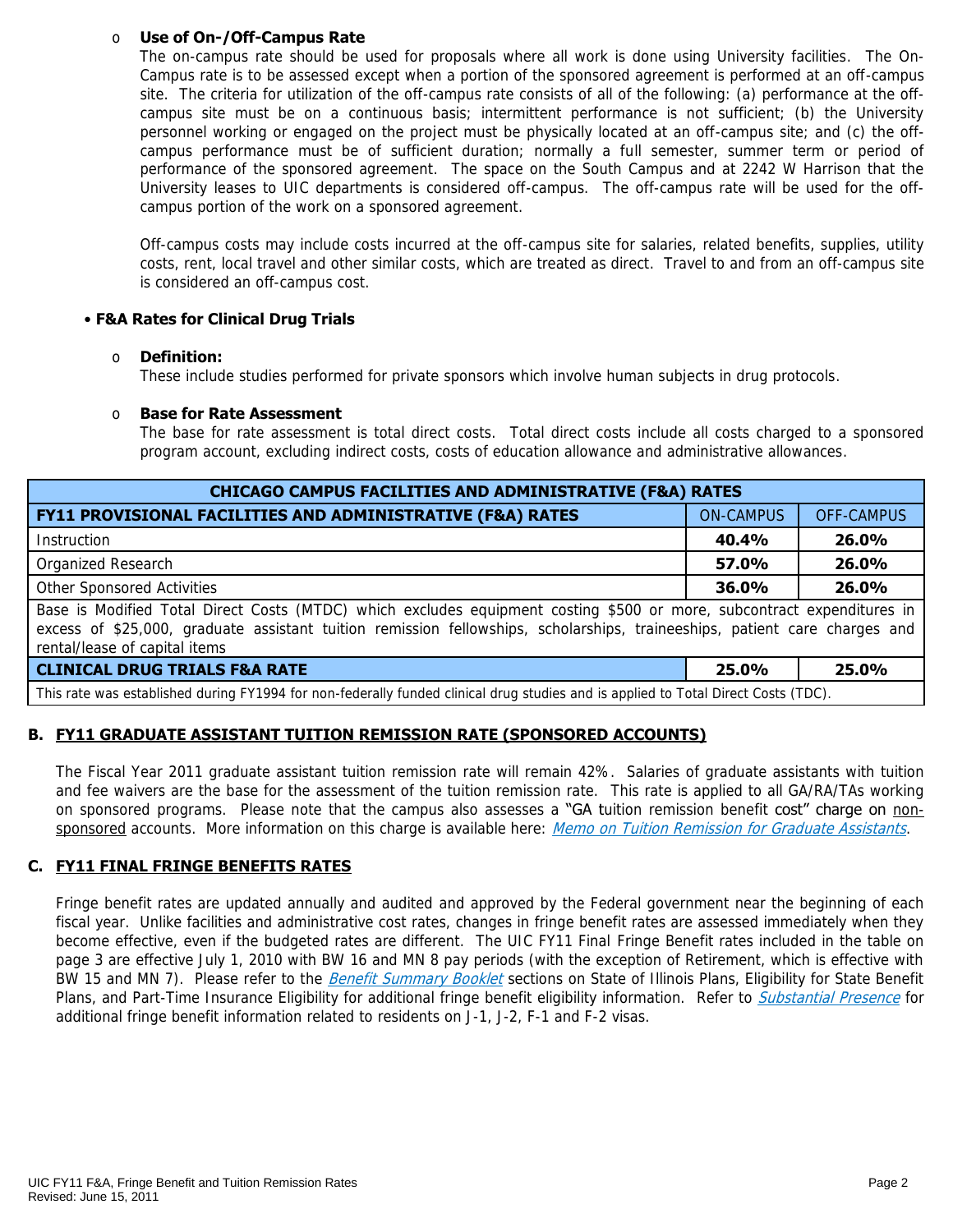- **Use of On-/Off-Campus Rate**

  The on-campus rate should be used for proposals where all work is done using University facilities. The On-Campus rate is to be assessed except when a portion of the sponsored agreement is performed at an off-campus site. The criteria for utilization of the off-campus rate consists of all of the following: (a) performance at the off-campus site must be on a continuous basis; intermittent performance is not sufficient; (b) the University personnel working or engaged on the project must be physically located at an off-campus site; and (c) the off-campus performance must be of sufficient duration; normally a full semester, summer term or period of performance of the sponsored agreement. The space on the South Campus and at 2242 W Harrison that the University leases to UIC departments is considered off-campus. The off-campus rate will be used for the off-campus portion of the work on a sponsored agreement.

  Off-campus costs may include costs incurred at the off-campus site for salaries, related benefits, supplies, utility costs, rent, local travel and other similar costs, which are treated as direct. Travel to and from an off-campus site is considered an off-campus cost.

- **F&A Rates for Clinical Drug Trials**

  - **Definition:**

    These include studies performed for private sponsors which involve human subjects in drug protocols.

  - **Base for Rate Assessment**

    The base for rate assessment is total direct costs. Total direct costs include all costs charged to a sponsored program account, excluding indirect costs, costs of education allowance and administrative allowances.

| **CHICAGO CAMPUS FACILITIES AND ADMINISTRATIVE (F&A) RATES** | | |
|---|---|---|
| **FY11 PROVISIONAL FACILITIES AND ADMINISTRATIVE (F&A) RATES** | ON-CAMPUS | OFF-CAMPUS |
| Instruction | **40.4%** | **26.0%** |
| Organized Research | **57.0%** | **26.0%** |
| Other Sponsored Activities | **36.0%** | **26.0%** |
| Base is Modified Total Direct Costs (MTDC) which excludes equipment costing $500 or more, subcontract expenditures in excess of $25,000, graduate assistant tuition remission fellowships, scholarships, traineeships, patient care charges and rental/lease of capital items | | |
| **CLINICAL DRUG TRIALS F&A RATE** | **25.0%** | **25.0%** |
| This rate was established during FY1994 for non-federally funded clinical drug studies and is applied to Total Direct Costs (TDC). | | |

## B. FY11 GRADUATE ASSISTANT TUITION REMISSION RATE (SPONSORED ACCOUNTS)

The Fiscal Year 2011 graduate assistant tuition remission rate will remain 42%. Salaries of graduate assistants with tuition and fee waivers are the base for the assessment of the tuition remission rate. This rate is applied to all GA/RA/TAs working on sponsored programs. Please note that the campus also assesses a "GA tuition remission benefit cost" charge on non-sponsored accounts. More information on this charge is available here: *Memo on Tuition Remission for Graduate Assistants*.

## C. FY11 FINAL FRINGE BENEFITS RATES

Fringe benefit rates are updated annually and audited and approved by the Federal government near the beginning of each fiscal year. Unlike facilities and administrative cost rates, changes in fringe benefit rates are assessed immediately when they become effective, even if the budgeted rates are different. The UIC FY11 Final Fringe Benefit rates included in the table on page 3 are effective July 1, 2010 with BW 16 and MN 8 pay periods (with the exception of Retirement, which is effective with BW 15 and MN 7). Please refer to the *Benefit Summary Booklet* sections on State of Illinois Plans, Eligibility for State Benefit Plans, and Part-Time Insurance Eligibility for additional fringe benefit eligibility information. Refer to *Substantial Presence* for additional fringe benefit information related to residents on J-1, J-2, F-1 and F-2 visas.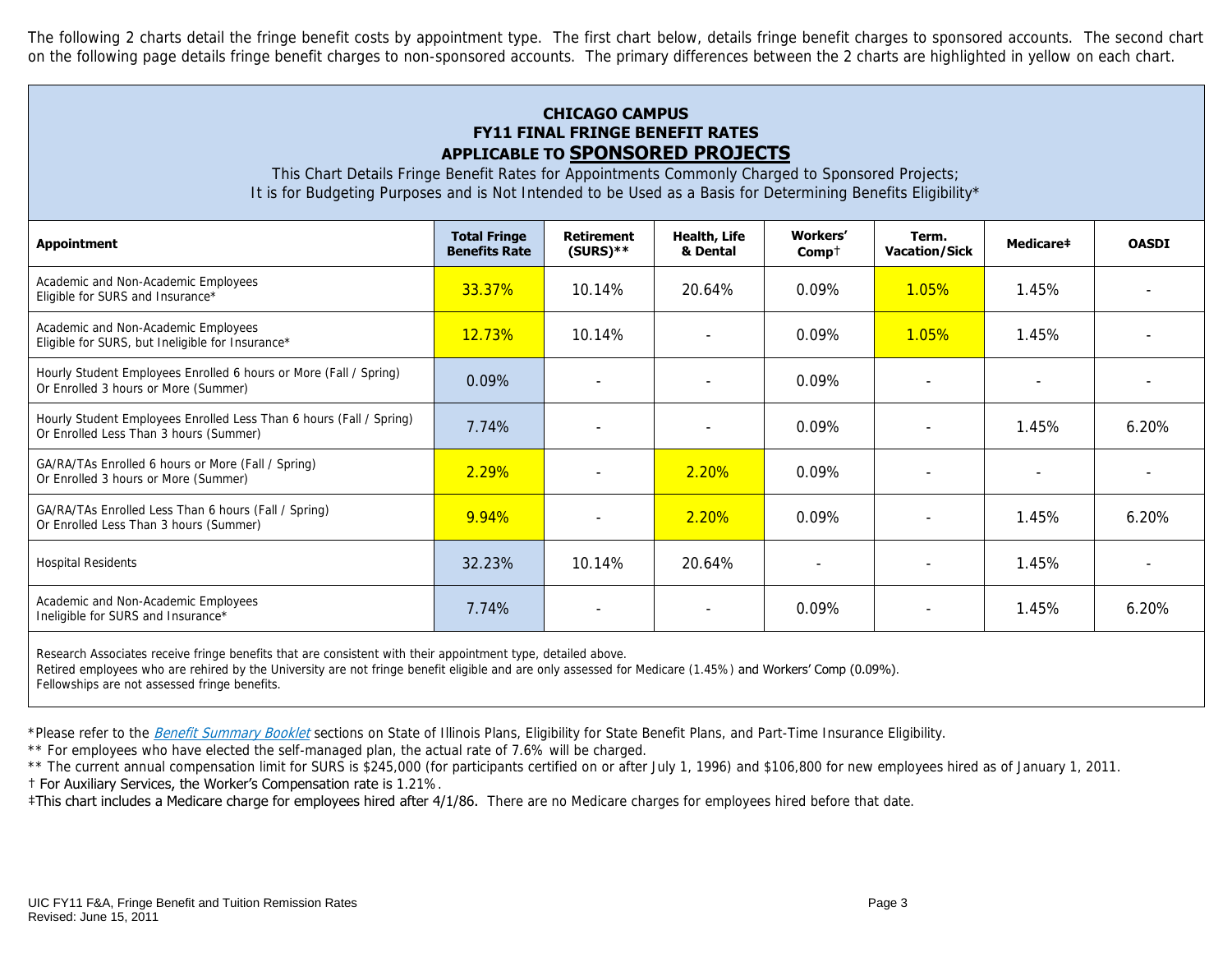The following 2 charts detail the fringe benefit costs by appointment type. The first chart below, details fringe benefit charges to sponsored accounts. The second chart on the following page details fringe benefit charges to non-sponsored accounts. The primary differences between the 2 charts are highlighted in yellow on each chart.

## CHICAGO CAMPUS
## FY11 FINAL FRINGE BENEFIT RATES
## APPLICABLE TO SPONSORED PROJECTS

This Chart Details Fringe Benefit Rates for Appointments Commonly Charged to Sponsored Projects;
It is for Budgeting Purposes and is Not Intended to be Used as a Basis for Determining Benefits Eligibility*

| Appointment | Total Fringe Benefits Rate | Retirement (SURS)** | Health, Life & Dental | Workers' Comp† | Term. Vacation/Sick | Medicare‡ | OASDI |
|---|---|---|---|---|---|---|---|
| Academic and Non-Academic Employees Eligible for SURS and Insurance* | 33.37% | 10.14% | 20.64% | 0.09% | 1.05% | 1.45% | - |
| Academic and Non-Academic Employees Eligible for SURS, but Ineligible for Insurance* | 12.73% | 10.14% | - | 0.09% | 1.05% | 1.45% | - |
| Hourly Student Employees Enrolled 6 hours or More (Fall / Spring) Or Enrolled 3 hours or More (Summer) | 0.09% | - | - | 0.09% | - | - | - |
| Hourly Student Employees Enrolled Less Than 6 hours (Fall / Spring) Or Enrolled Less Than 3 hours (Summer) | 7.74% | - | - | 0.09% | - | 1.45% | 6.20% |
| GA/RA/TAs Enrolled 6 hours or More (Fall / Spring) Or Enrolled 3 hours or More (Summer) | 2.29% | - | 2.20% | 0.09% | - | - | - |
| GA/RA/TAs Enrolled Less Than 6 hours (Fall / Spring) Or Enrolled Less Than 3 hours (Summer) | 9.94% | - | 2.20% | 0.09% | - | 1.45% | 6.20% |
| Hospital Residents | 32.23% | 10.14% | 20.64% | - | - | 1.45% | - |
| Academic and Non-Academic Employees Ineligible for SURS and Insurance* | 7.74% | - | - | 0.09% | - | 1.45% | 6.20% |

Research Associates receive fringe benefits that are consistent with their appointment type, detailed above.
Retired employees who are rehired by the University are not fringe benefit eligible and are only assessed for Medicare (1.45%) and Workers' Comp (0.09%).
Fellowships are not assessed fringe benefits.

*Please refer to the *Benefit Summary Booklet* sections on State of Illinois Plans, Eligibility for State Benefit Plans, and Part-Time Insurance Eligibility.

** For employees who have elected the self-managed plan, the actual rate of 7.6% will be charged.

** The current annual compensation limit for SURS is $245,000 (for participants certified on or after July 1, 1996) and $106,800 for new employees hired as of January 1, 2011.

† For Auxiliary Services, the Worker's Compensation rate is 1.21%.

‡This chart includes a Medicare charge for employees hired after 4/1/86. There are no Medicare charges for employees hired before that date.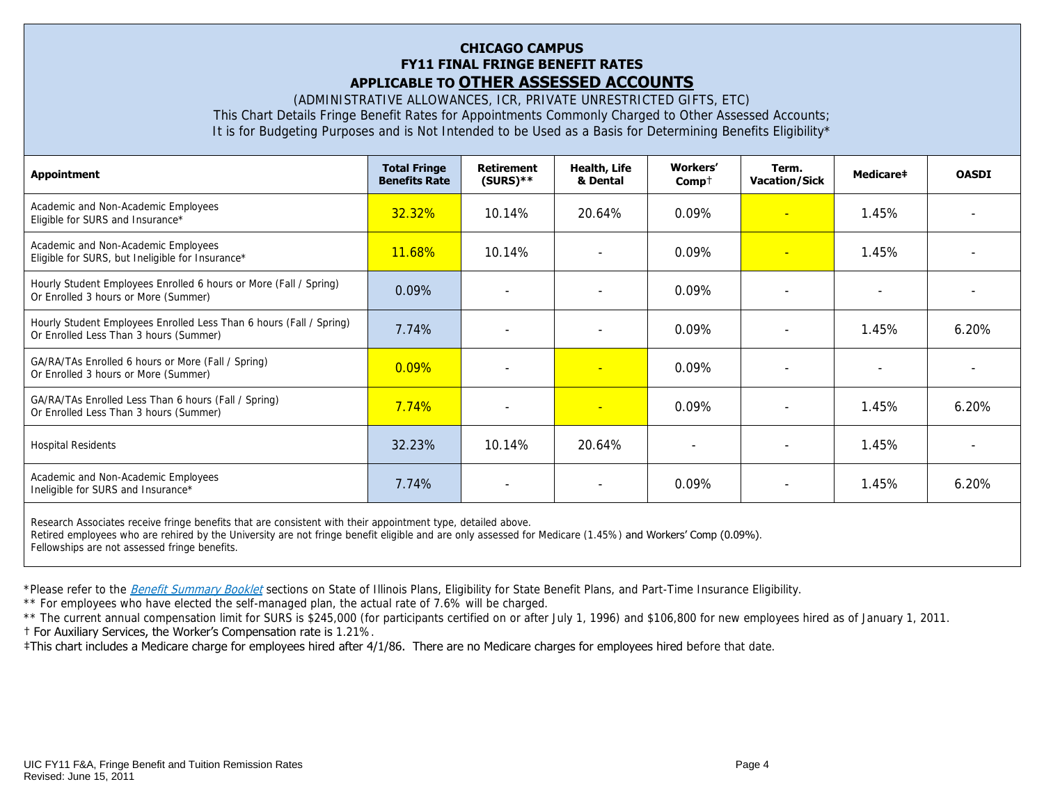# CHICAGO CAMPUS
## FY11 FINAL FRINGE BENEFIT RATES
## APPLICABLE TO OTHER ASSESSED ACCOUNTS

(ADMINISTRATIVE ALLOWANCES, ICR, PRIVATE UNRESTRICTED GIFTS, ETC)

This Chart Details Fringe Benefit Rates for Appointments Commonly Charged to Other Assessed Accounts;
It is for Budgeting Purposes and is Not Intended to be Used as a Basis for Determining Benefits Eligibility*

| Appointment | Total Fringe Benefits Rate | Retirement (SURS)** | Health, Life & Dental | Workers' Comp† | Term. Vacation/Sick | Medicare‡ | OASDI |
|---|---|---|---|---|---|---|---|
| Academic and Non-Academic Employees Eligible for SURS and Insurance* | 32.32% | 10.14% | 20.64% | 0.09% | - | 1.45% | - |
| Academic and Non-Academic Employees Eligible for SURS, but Ineligible for Insurance* | 11.68% | 10.14% | - | 0.09% | - | 1.45% | - |
| Hourly Student Employees Enrolled 6 hours or More (Fall / Spring) Or Enrolled 3 hours or More (Summer) | 0.09% | - | - | 0.09% | - | - | - |
| Hourly Student Employees Enrolled Less Than 6 hours (Fall / Spring) Or Enrolled Less Than 3 hours (Summer) | 7.74% | - | - | 0.09% | - | 1.45% | 6.20% |
| GA/RA/TAs Enrolled 6 hours or More (Fall / Spring) Or Enrolled 3 hours or More (Summer) | 0.09% | - | - | 0.09% | - | - | - |
| GA/RA/TAs Enrolled Less Than 6 hours (Fall / Spring) Or Enrolled Less Than 3 hours (Summer) | 7.74% | - | - | 0.09% | - | 1.45% | 6.20% |
| Hospital Residents | 32.23% | 10.14% | 20.64% | - | - | 1.45% | - |
| Academic and Non-Academic Employees Ineligible for SURS and Insurance* | 7.74% | - | - | 0.09% | - | 1.45% | 6.20% |

Research Associates receive fringe benefits that are consistent with their appointment type, detailed above.
Retired employees who are rehired by the University are not fringe benefit eligible and are only assessed for Medicare (1.45%) and Workers' Comp (0.09%).
Fellowships are not assessed fringe benefits.

*Please refer to the *Benefit Summary Booklet* sections on State of Illinois Plans, Eligibility for State Benefit Plans, and Part-Time Insurance Eligibility.

** For employees who have elected the self-managed plan, the actual rate of 7.6% will be charged.

** The current annual compensation limit for SURS is $245,000 (for participants certified on or after July 1, 1996) and $106,800 for new employees hired as of January 1, 2011.

† For Auxiliary Services, the Worker's Compensation rate is 1.21%.

‡This chart includes a Medicare charge for employees hired after 4/1/86. There are no Medicare charges for employees hired before that date.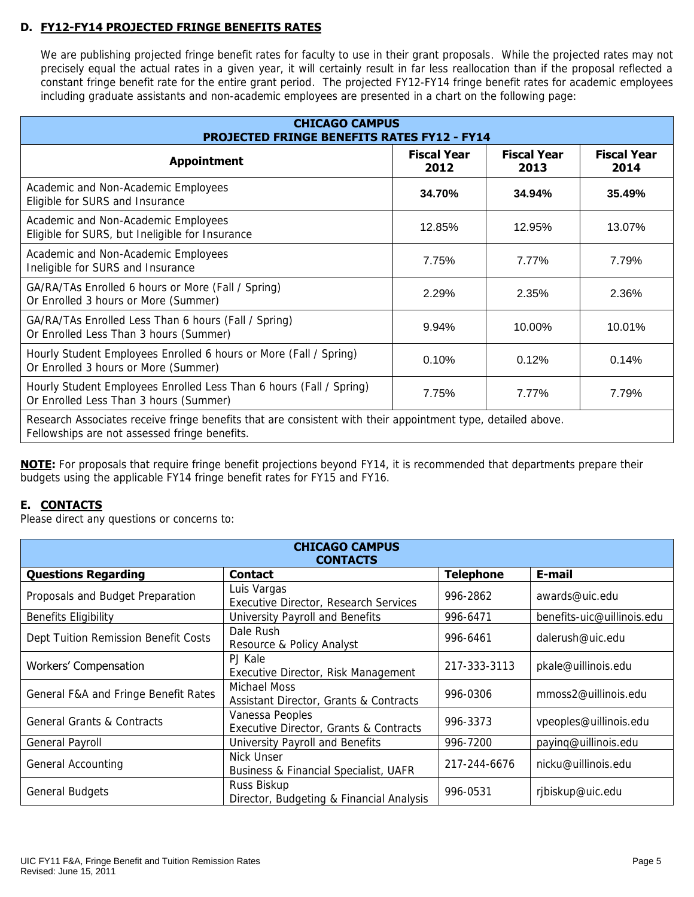## D. FY12-FY14 PROJECTED FRINGE BENEFITS RATES

We are publishing projected fringe benefit rates for faculty to use in their grant proposals. While the projected rates may not precisely equal the actual rates in a given year, it will certainly result in far less reallocation than if the proposal reflected a constant fringe benefit rate for the entire grant period. The projected FY12-FY14 fringe benefit rates for academic employees including graduate assistants and non-academic employees are presented in a chart on the following page:

| CHICAGO CAMPUS PROJECTED FRINGE BENEFITS RATES FY12 - FY14 | | | |
|---|---|---|---|
| **Appointment** | **Fiscal Year 2012** | **Fiscal Year 2013** | **Fiscal Year 2014** |
| Academic and Non-Academic Employees Eligible for SURS and Insurance | **34.70%** | **34.94%** | **35.49%** |
| Academic and Non-Academic Employees Eligible for SURS, but Ineligible for Insurance | 12.85% | 12.95% | 13.07% |
| Academic and Non-Academic Employees Ineligible for SURS and Insurance | 7.75% | 7.77% | 7.79% |
| GA/RA/TAs Enrolled 6 hours or More (Fall / Spring) Or Enrolled 3 hours or More (Summer) | 2.29% | 2.35% | 2.36% |
| GA/RA/TAs Enrolled Less Than 6 hours (Fall / Spring) Or Enrolled Less Than 3 hours (Summer) | 9.94% | 10.00% | 10.01% |
| Hourly Student Employees Enrolled 6 hours or More (Fall / Spring) Or Enrolled 3 hours or More (Summer) | 0.10% | 0.12% | 0.14% |
| Hourly Student Employees Enrolled Less Than 6 hours (Fall / Spring) Or Enrolled Less Than 3 hours (Summer) | 7.75% | 7.77% | 7.79% |
| Research Associates receive fringe benefits that are consistent with their appointment type, detailed above. Fellowships are not assessed fringe benefits. | | | |

**NOTE:** For proposals that require fringe benefit projections beyond FY14, it is recommended that departments prepare their budgets using the applicable FY14 fringe benefit rates for FY15 and FY16.

## E. CONTACTS

Please direct any questions or concerns to:

| CHICAGO CAMPUS CONTACTS | | | |
|---|---|---|---|
| **Questions Regarding** | **Contact** | **Telephone** | **E-mail** |
| Proposals and Budget Preparation | Luis Vargas<br>Executive Director, Research Services | 996-2862 | awards@uic.edu |
| Benefits Eligibility | University Payroll and Benefits | 996-6471 | benefits-uic@uillinois.edu |
| Dept Tuition Remission Benefit Costs | Dale Rush<br>Resource & Policy Analyst | 996-6461 | dalerush@uic.edu |
| Workers' Compensation | PJ Kale<br>Executive Director, Risk Management | 217-333-3113 | pkale@uillinois.edu |
| General F&A and Fringe Benefit Rates | Michael Moss<br>Assistant Director, Grants & Contracts | 996-0306 | mmoss2@uillinois.edu |
| General Grants & Contracts | Vanessa Peoples<br>Executive Director, Grants & Contracts | 996-3373 | vpeoples@uillinois.edu |
| General Payroll | University Payroll and Benefits | 996-7200 | payinq@uillinois.edu |
| General Accounting | Nick Unser<br>Business & Financial Specialist, UAFR | 217-244-6676 | nicku@uillinois.edu |
| General Budgets | Russ Biskup<br>Director, Budgeting & Financial Analysis | 996-0531 | rjbiskup@uic.edu |